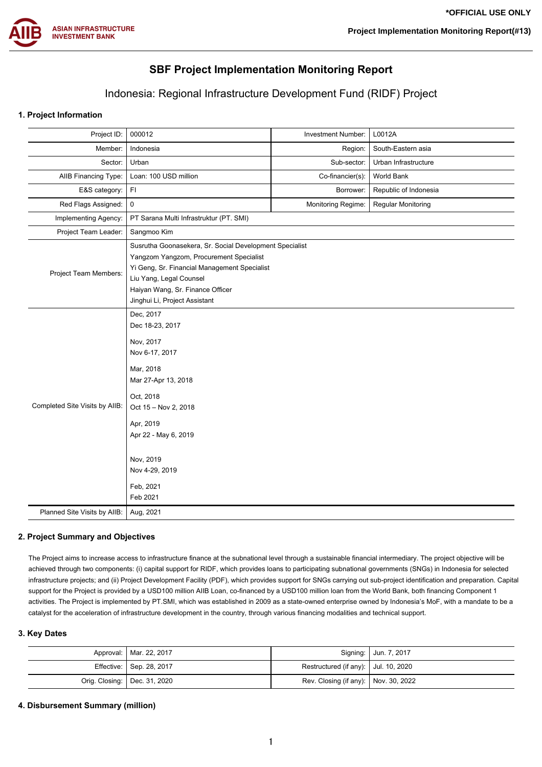*OFFICIAL USE ONLY

# SBF Project Implementation Monitoring Report

## Indonesia: Regional Infrastructure Development Fund (RIDF) Project

### 1. Project Information

| | | | |
|---|---|---|---|
| Project ID: | 000012 | Investment Number: | L0012A |
| Member: | Indonesia | Region: | South-Eastern asia |
| Sector: | Urban | Sub-sector: | Urban Infrastructure |
| AIIB Financing Type: | Loan: 100 USD million | Co-financier(s): | World Bank |
| E&S category: | FI | Borrower: | Republic of Indonesia |
| Red Flags Assigned: | 0 | Monitoring Regime: | Regular Monitoring |
| Implementing Agency: | PT Sarana Multi Infrastruktur (PT. SMI) | | |
| Project Team Leader: | Sangmoo Kim | | |
| Project Team Members: | Susrutha Goonasekera, Sr. Social Development Specialist<br>Yangzom Yangzom, Procurement Specialist<br>Yi Geng, Sr. Financial Management Specialist<br>Liu Yang, Legal Counsel<br>Haiyan Wang, Sr. Finance Officer<br>Jinghui Li, Project Assistant | | |
| Completed Site Visits by AIIB: | Dec, 2017<br>Dec 18-23, 2017<br><br>Nov, 2017<br>Nov 6-17, 2017<br><br>Mar, 2018<br>Mar 27-Apr 13, 2018<br><br>Oct, 2018<br>Oct 15 – Nov 2, 2018<br><br>Apr, 2019<br>Apr 22 - May 6, 2019<br><br>Nov, 2019<br>Nov 4-29, 2019<br><br>Feb, 2021<br>Feb 2021 | | |
| Planned Site Visits by AIIB: | Aug, 2021 | | |

### 2. Project Summary and Objectives

The Project aims to increase access to infrastructure finance at the subnational level through a sustainable financial intermediary. The project objective will be achieved through two components: (i) capital support for RIDF, which provides loans to participating subnational governments (SNGs) in Indonesia for selected infrastructure projects; and (ii) Project Development Facility (PDF), which provides support for SNGs carrying out sub-project identification and preparation. Capital support for the Project is provided by a USD100 million AIIB Loan, co-financed by a USD100 million loan from the World Bank, both financing Component 1 activities. The Project is implemented by PT.SMI, which was established in 2009 as a state-owned enterprise owned by Indonesia's MoF, with a mandate to be a catalyst for the acceleration of infrastructure development in the country, through various financing modalities and technical support.

### 3. Key Dates

| | | | |
|---|---|---|---|
| Approval: | Mar. 22, 2017 | Signing: | Jun. 7, 2017 |
| Effective: | Sep. 28, 2017 | Restructured (if any): | Jul. 10, 2020 |
| Orig. Closing: | Dec. 31, 2020 | Rev. Closing (if any): | Nov. 30, 2022 |

### 4. Disbursement Summary (million)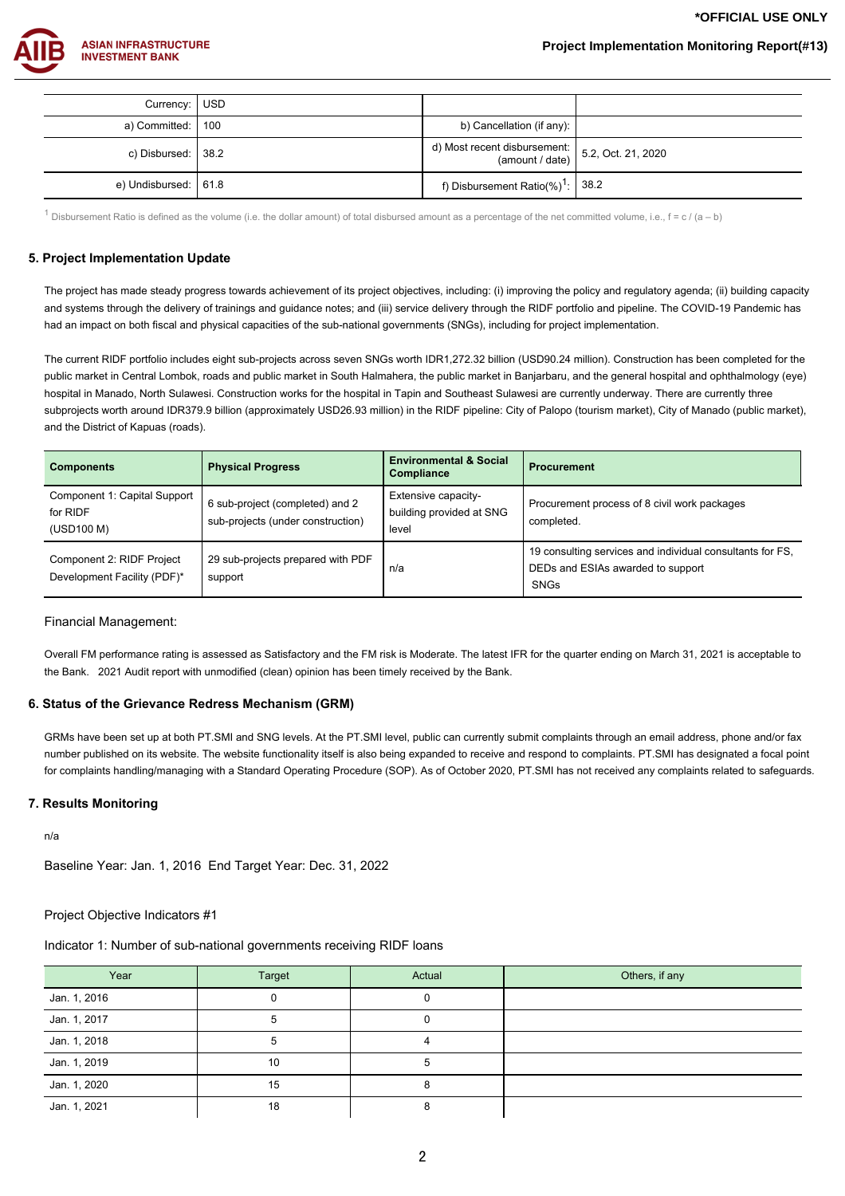| Currency: | USD | | |
|---|---|---|---|
| a) Committed: | 100 | b) Cancellation (if any): | |
| c) Disbursed: | 38.2 | d) Most recent disbursement: (amount / date) | 5.2, Oct. 21, 2020 |
| e) Undisbursed: | 61.8 | f) Disbursement Ratio(%)[1]: | 38.2 |

[1] Disbursement Ratio is defined as the volume (i.e. the dollar amount) of total disbursed amount as a percentage of the net committed volume, i.e., f = c / (a – b)

## 5. Project Implementation Update

The project has made steady progress towards achievement of its project objectives, including: (i) improving the policy and regulatory agenda; (ii) building capacity and systems through the delivery of trainings and guidance notes; and (iii) service delivery through the RIDF portfolio and pipeline. The COVID-19 Pandemic has had an impact on both fiscal and physical capacities of the sub-national governments (SNGs), including for project implementation.

The current RIDF portfolio includes eight sub-projects across seven SNGs worth IDR1,272.32 billion (USD90.24 million). Construction has been completed for the public market in Central Lombok, roads and public market in South Halmahera, the public market in Banjarbaru, and the general hospital and ophthalmology (eye) hospital in Manado, North Sulawesi. Construction works for the hospital in Tapin and Southeast Sulawesi are currently underway. There are currently three subprojects worth around IDR379.9 billion (approximately USD26.93 million) in the RIDF pipeline: City of Palopo (tourism market), City of Manado (public market), and the District of Kapuas (roads).

| Components | Physical Progress | Environmental & Social Compliance | Procurement |
|---|---|---|---|
| Component 1: Capital Support for RIDF (USD100 M) | 6 sub-project (completed) and 2 sub-projects (under construction) | Extensive capacity-building provided at SNG level | Procurement process of 8 civil work packages completed. |
| Component 2: RIDF Project Development Facility (PDF)* | 29 sub-projects prepared with PDF support | n/a | 19 consulting services and individual consultants for FS, DEDs and ESIAs awarded to support SNGs |

Financial Management:

Overall FM performance rating is assessed as Satisfactory and the FM risk is Moderate. The latest IFR for the quarter ending on March 31, 2021 is acceptable to the Bank. 2021 Audit report with unmodified (clean) opinion has been timely received by the Bank.

## 6. Status of the Grievance Redress Mechanism (GRM)

GRMs have been set up at both PT.SMI and SNG levels. At the PT.SMI level, public can currently submit complaints through an email address, phone and/or fax number published on its website. The website functionality itself is also being expanded to receive and respond to complaints. PT.SMI has designated a focal point for complaints handling/managing with a Standard Operating Procedure (SOP). As of October 2020, PT.SMI has not received any complaints related to safeguards.

## 7. Results Monitoring

n/a

Baseline Year: Jan. 1, 2016 End Target Year: Dec. 31, 2022

Project Objective Indicators #1

Indicator 1: Number of sub-national governments receiving RIDF loans

| Year | Target | Actual | Others, if any |
|---|---|---|---|
| Jan. 1, 2016 | 0 | 0 | |
| Jan. 1, 2017 | 5 | 0 | |
| Jan. 1, 2018 | 5 | 4 | |
| Jan. 1, 2019 | 10 | 5 | |
| Jan. 1, 2020 | 15 | 8 | |
| Jan. 1, 2021 | 18 | 8 | |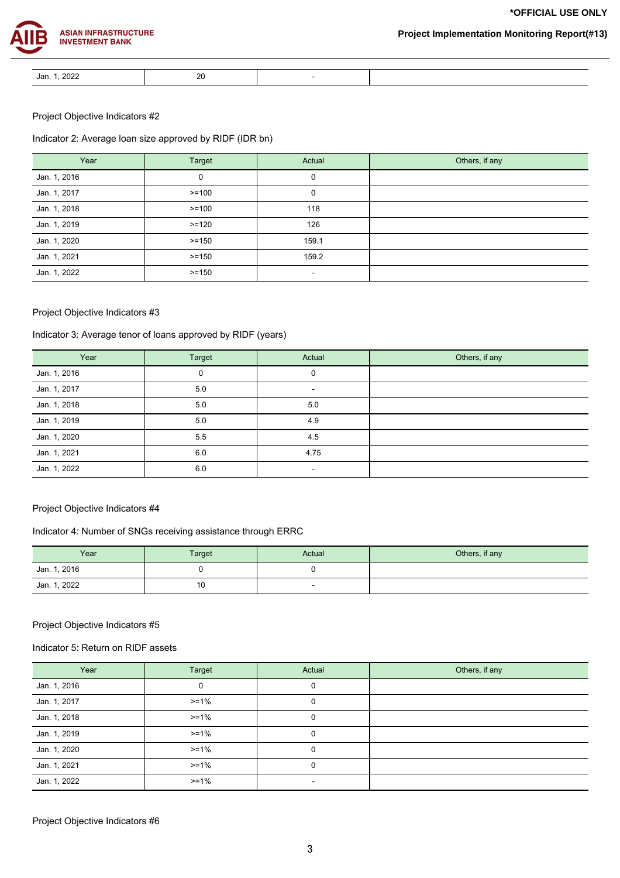| Jan. 1, 2022 | 20 | - | |
|---|---|---|---|

Project Objective Indicators #2

Indicator 2: Average loan size approved by RIDF (IDR bn)

| Year | Target | Actual | Others, if any |
|---|---|---|---|
| Jan. 1, 2016 | 0 | 0 | |
| Jan. 1, 2017 | >=100 | 0 | |
| Jan. 1, 2018 | >=100 | 118 | |
| Jan. 1, 2019 | >=120 | 126 | |
| Jan. 1, 2020 | >=150 | 159.1 | |
| Jan. 1, 2021 | >=150 | 159.2 | |
| Jan. 1, 2022 | >=150 | - | |

Project Objective Indicators #3

Indicator 3: Average tenor of loans approved by RIDF (years)

| Year | Target | Actual | Others, if any |
|---|---|---|---|
| Jan. 1, 2016 | 0 | 0 | |
| Jan. 1, 2017 | 5.0 | - | |
| Jan. 1, 2018 | 5.0 | 5.0 | |
| Jan. 1, 2019 | 5.0 | 4.9 | |
| Jan. 1, 2020 | 5.5 | 4.5 | |
| Jan. 1, 2021 | 6.0 | 4.75 | |
| Jan. 1, 2022 | 6.0 | - | |

Project Objective Indicators #4

Indicator 4: Number of SNGs receiving assistance through ERRC

| Year | Target | Actual | Others, if any |
|---|---|---|---|
| Jan. 1, 2016 | 0 | 0 | |
| Jan. 1, 2022 | 10 | - | |

Project Objective Indicators #5

Indicator 5: Return on RIDF assets

| Year | Target | Actual | Others, if any |
|---|---|---|---|
| Jan. 1, 2016 | 0 | 0 | |
| Jan. 1, 2017 | >=1% | 0 | |
| Jan. 1, 2018 | >=1% | 0 | |
| Jan. 1, 2019 | >=1% | 0 | |
| Jan. 1, 2020 | >=1% | 0 | |
| Jan. 1, 2021 | >=1% | 0 | |
| Jan. 1, 2022 | >=1% | - | |

Project Objective Indicators #6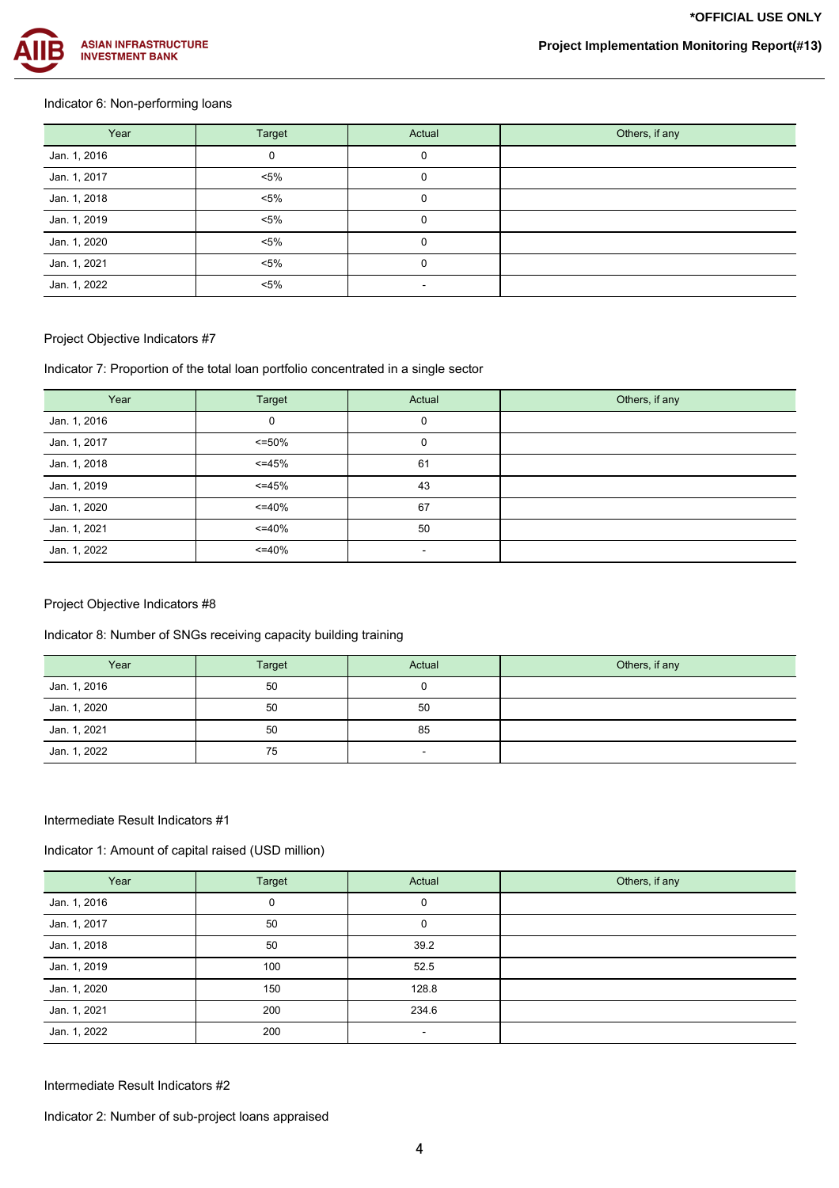Indicator 6: Non-performing loans

| Year | Target | Actual | Others, if any |
|---|---|---|---|
| Jan. 1, 2016 | 0 | 0 | |
| Jan. 1, 2017 | <5% | 0 | |
| Jan. 1, 2018 | <5% | 0 | |
| Jan. 1, 2019 | <5% | 0 | |
| Jan. 1, 2020 | <5% | 0 | |
| Jan. 1, 2021 | <5% | 0 | |
| Jan. 1, 2022 | <5% | - | |

Project Objective Indicators #7

Indicator 7: Proportion of the total loan portfolio concentrated in a single sector

| Year | Target | Actual | Others, if any |
|---|---|---|---|
| Jan. 1, 2016 | 0 | 0 | |
| Jan. 1, 2017 | <=50% | 0 | |
| Jan. 1, 2018 | <=45% | 61 | |
| Jan. 1, 2019 | <=45% | 43 | |
| Jan. 1, 2020 | <=40% | 67 | |
| Jan. 1, 2021 | <=40% | 50 | |
| Jan. 1, 2022 | <=40% | - | |

Project Objective Indicators #8

Indicator 8: Number of SNGs receiving capacity building training

| Year | Target | Actual | Others, if any |
|---|---|---|---|
| Jan. 1, 2016 | 50 | 0 | |
| Jan. 1, 2020 | 50 | 50 | |
| Jan. 1, 2021 | 50 | 85 | |
| Jan. 1, 2022 | 75 | - | |

Intermediate Result Indicators #1

Indicator 1: Amount of capital raised (USD million)

| Year | Target | Actual | Others, if any |
|---|---|---|---|
| Jan. 1, 2016 | 0 | 0 | |
| Jan. 1, 2017 | 50 | 0 | |
| Jan. 1, 2018 | 50 | 39.2 | |
| Jan. 1, 2019 | 100 | 52.5 | |
| Jan. 1, 2020 | 150 | 128.8 | |
| Jan. 1, 2021 | 200 | 234.6 | |
| Jan. 1, 2022 | 200 | - | |

Intermediate Result Indicators #2

Indicator 2: Number of sub-project loans appraised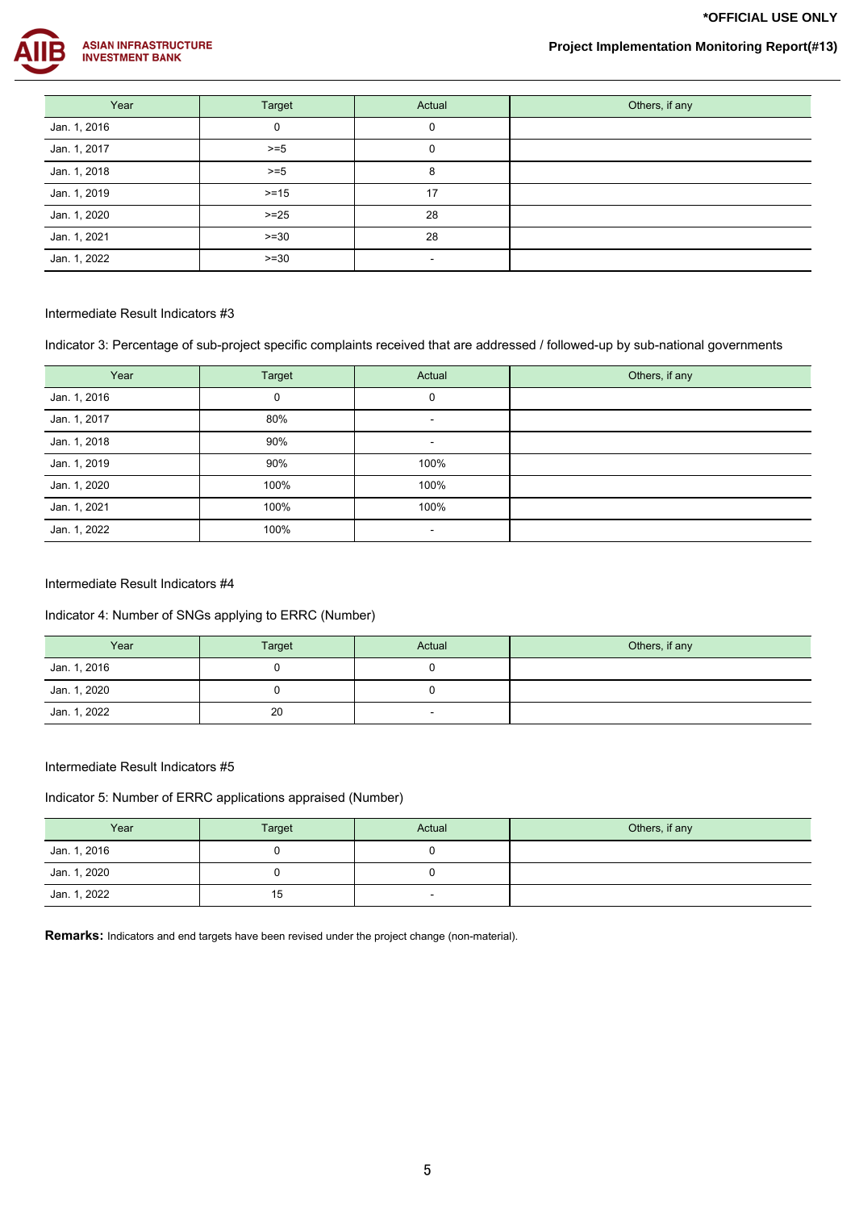| Year | Target | Actual | Others, if any |
|---|---|---|---|
| Jan. 1, 2016 | 0 | 0 | |
| Jan. 1, 2017 | >=5 | 0 | |
| Jan. 1, 2018 | >=5 | 8 | |
| Jan. 1, 2019 | >=15 | 17 | |
| Jan. 1, 2020 | >=25 | 28 | |
| Jan. 1, 2021 | >=30 | 28 | |
| Jan. 1, 2022 | >=30 | - | |

Intermediate Result Indicators #3

Indicator 3: Percentage of sub-project specific complaints received that are addressed / followed-up by sub-national governments

| Year | Target | Actual | Others, if any |
|---|---|---|---|
| Jan. 1, 2016 | 0 | 0 | |
| Jan. 1, 2017 | 80% | - | |
| Jan. 1, 2018 | 90% | - | |
| Jan. 1, 2019 | 90% | 100% | |
| Jan. 1, 2020 | 100% | 100% | |
| Jan. 1, 2021 | 100% | 100% | |
| Jan. 1, 2022 | 100% | - | |

Intermediate Result Indicators #4

Indicator 4: Number of SNGs applying to ERRC (Number)

| Year | Target | Actual | Others, if any |
|---|---|---|---|
| Jan. 1, 2016 | 0 | 0 | |
| Jan. 1, 2020 | 0 | 0 | |
| Jan. 1, 2022 | 20 | - | |

Intermediate Result Indicators #5

Indicator 5: Number of ERRC applications appraised (Number)

| Year | Target | Actual | Others, if any |
|---|---|---|---|
| Jan. 1, 2016 | 0 | 0 | |
| Jan. 1, 2020 | 0 | 0 | |
| Jan. 1, 2022 | 15 | - | |

**Remarks:** Indicators and end targets have been revised under the project change (non-material).